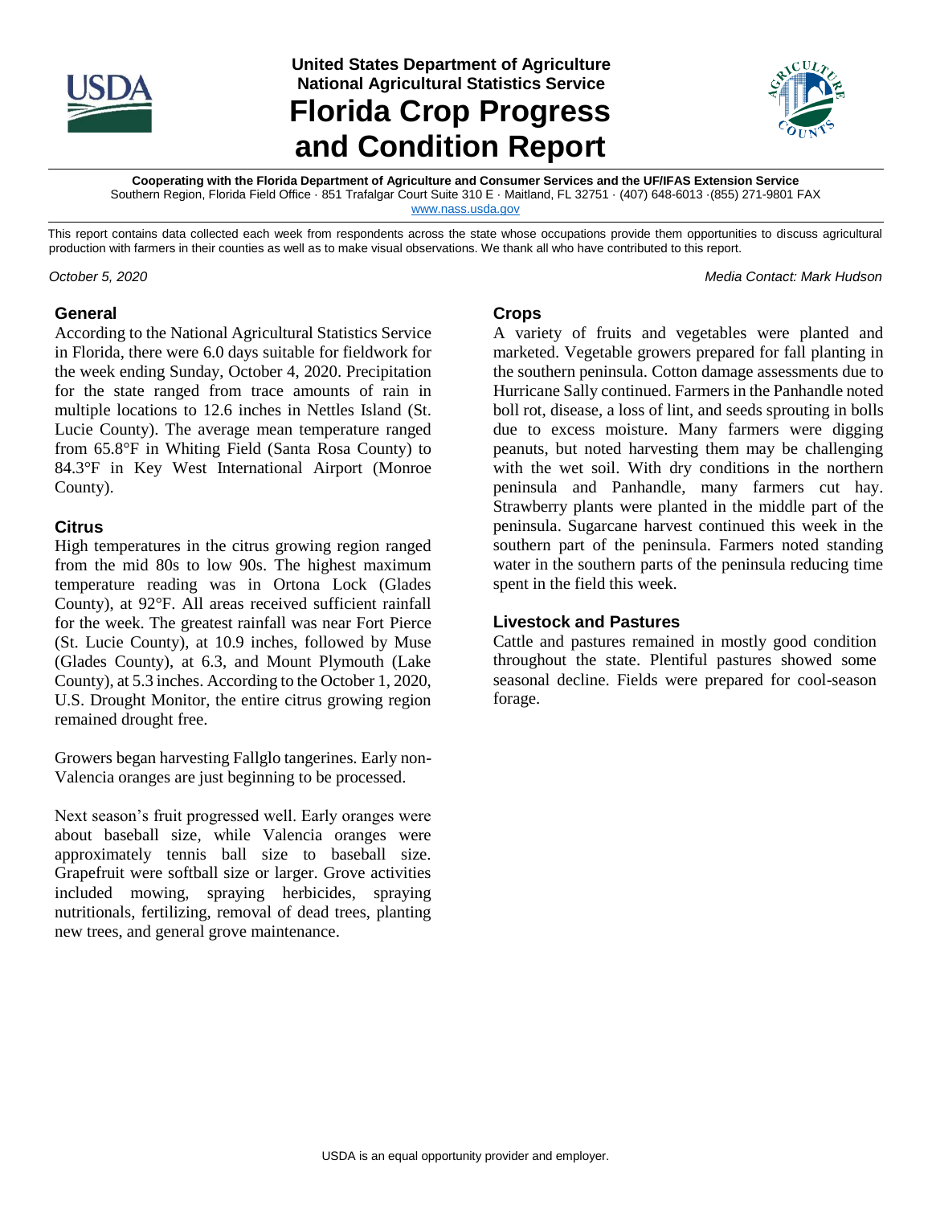United States Department of Agriculture
National Agricultural Statistics Service

# Florida Crop Progress and Condition Report

**Cooperating with the Florida Department of Agriculture and Consumer Services and the UF/IFAS Extension Service**
Southern Region, Florida Field Office · 851 Trafalgar Court Suite 310 E · Maitland, FL 32751 · (407) 648-6013 ·(855) 271-9801 FAX
www.nass.usda.gov

This report contains data collected each week from respondents across the state whose occupations provide them opportunities to discuss agricultural production with farmers in their counties as well as to make visual observations. We thank all who have contributed to this report.

*October 5, 2020*

*Media Contact: Mark Hudson*

## General

According to the National Agricultural Statistics Service in Florida, there were 6.0 days suitable for fieldwork for the week ending Sunday, October 4, 2020. Precipitation for the state ranged from trace amounts of rain in multiple locations to 12.6 inches in Nettles Island (St. Lucie County). The average mean temperature ranged from 65.8°F in Whiting Field (Santa Rosa County) to 84.3°F in Key West International Airport (Monroe County).

## Citrus

High temperatures in the citrus growing region ranged from the mid 80s to low 90s. The highest maximum temperature reading was in Ortona Lock (Glades County), at 92°F. All areas received sufficient rainfall for the week. The greatest rainfall was near Fort Pierce (St. Lucie County), at 10.9 inches, followed by Muse (Glades County), at 6.3, and Mount Plymouth (Lake County), at 5.3 inches. According to the October 1, 2020, U.S. Drought Monitor, the entire citrus growing region remained drought free.

Growers began harvesting Fallglo tangerines. Early non-Valencia oranges are just beginning to be processed.

Next season's fruit progressed well. Early oranges were about baseball size, while Valencia oranges were approximately tennis ball size to baseball size. Grapefruit were softball size or larger. Grove activities included mowing, spraying herbicides, spraying nutritionals, fertilizing, removal of dead trees, planting new trees, and general grove maintenance.

## Crops

A variety of fruits and vegetables were planted and marketed. Vegetable growers prepared for fall planting in the southern peninsula. Cotton damage assessments due to Hurricane Sally continued. Farmers in the Panhandle noted boll rot, disease, a loss of lint, and seeds sprouting in bolls due to excess moisture. Many farmers were digging peanuts, but noted harvesting them may be challenging with the wet soil. With dry conditions in the northern peninsula and Panhandle, many farmers cut hay. Strawberry plants were planted in the middle part of the peninsula. Sugarcane harvest continued this week in the southern part of the peninsula. Farmers noted standing water in the southern parts of the peninsula reducing time spent in the field this week.

## Livestock and Pastures

Cattle and pastures remained in mostly good condition throughout the state. Plentiful pastures showed some seasonal decline. Fields were prepared for cool-season forage.

USDA is an equal opportunity provider and employer.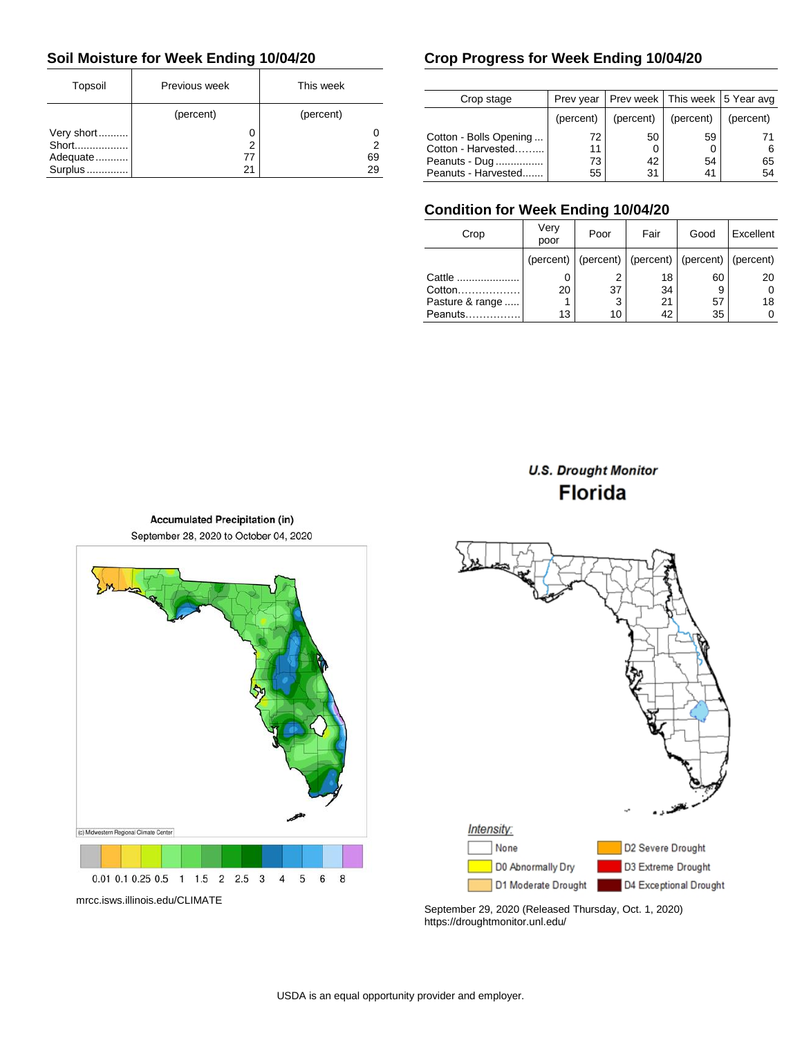## Soil Moisture for Week Ending 10/04/20

| Topsoil | Previous week | This week |
|---|---|---|
| | (percent) | (percent) |
| Very short | 0 | 0 |
| Short | 2 | 2 |
| Adequate | 77 | 69 |
| Surplus | 21 | 29 |

## Crop Progress for Week Ending 10/04/20

| Crop stage | Prev year | Prev week | This week | 5 Year avg |
|---|---|---|---|---|
| | (percent) | (percent) | (percent) | (percent) |
| Cotton - Bolls Opening | 72 | 50 | 59 | 71 |
| Cotton - Harvested | 11 | 0 | 0 | 6 |
| Peanuts - Dug | 73 | 42 | 54 | 65 |
| Peanuts - Harvested | 55 | 31 | 41 | 54 |

## Condition for Week Ending 10/04/20

| Crop | Very poor | Poor | Fair | Good | Excellent |
|---|---|---|---|---|---|
| | (percent) | (percent) | (percent) | (percent) | (percent) |
| Cattle | 0 | 2 | 18 | 60 | 20 |
| Cotton | 20 | 37 | 34 | 9 | 0 |
| Pasture & range | 1 | 3 | 21 | 57 | 18 |
| Peanuts | 13 | 10 | 42 | 35 | 0 |

**Accumulated Precipitation (in)**

September 28, 2020 to October 04, 2020

(c) Midwestern Regional Climate Center

0.01 0.1 0.25 0.5 1 1.5 2 2.5 3 4 5 6 8

mrcc.isws.illinois.edu/CLIMATE

***U.S. Drought Monitor***

**Florida**

*Intensity:*

None
D0 Abnormally Dry
D1 Moderate Drought
D2 Severe Drought
D3 Extreme Drought
D4 Exceptional Drought

September 29, 2020 (Released Thursday, Oct. 1, 2020)
https://droughtmonitor.unl.edu/

USDA is an equal opportunity provider and employer.